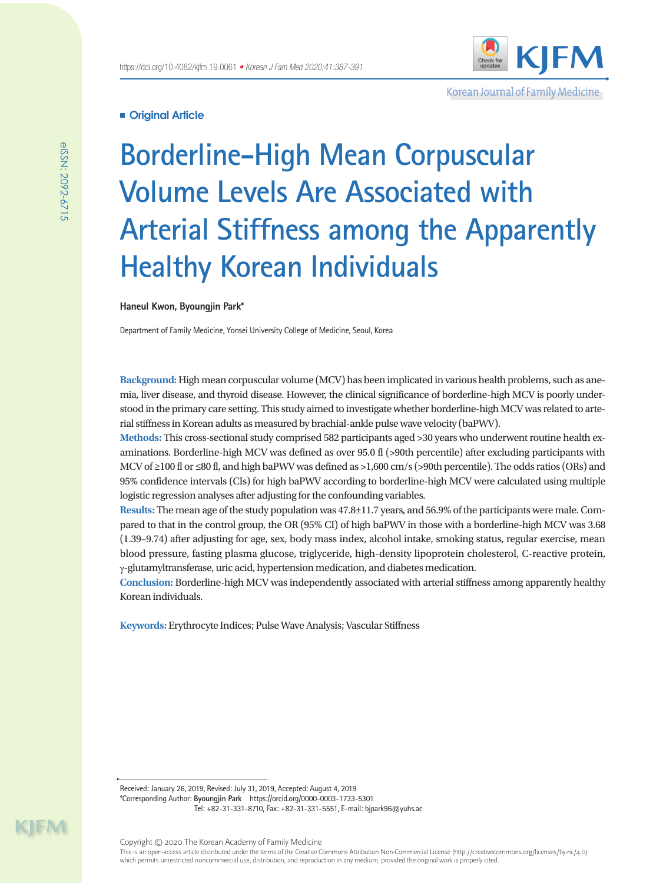**Original Article**

# Borderline-High Mean Corpuscular Volume Levels Are Associated with Arterial Stiffness among the Apparently Healthy Korean Individuals

**Haneul Kwon, Byoungjin Park***

Department of Family Medicine, Yonsei University College of Medicine, Seoul, Korea

**Background:** High mean corpuscular volume (MCV) has been implicated in various health problems, such as anemia, liver disease, and thyroid disease. However, the clinical significance of borderline-high MCV is poorly understood in the primary care setting. This study aimed to investigate whether borderline-high MCV was related to arterial stiffness in Korean adults as measured by brachial-ankle pulse wave velocity (baPWV).

**Methods:** This cross-sectional study comprised 582 participants aged >30 years who underwent routine health examinations. Borderline-high MCV was defined as over 95.0 fl (>90th percentile) after excluding participants with MCV of ≥100 fl or ≤80 fl, and high baPWV was defined as >1,600 cm/s (>90th percentile). The odds ratios (ORs) and 95% confidence intervals (CIs) for high baPWV according to borderline-high MCV were calculated using multiple logistic regression analyses after adjusting for the confounding variables.

**Results:** The mean age of the study population was 47.8±11.7 years, and 56.9% of the participants were male. Compared to that in the control group, the OR (95% CI) of high baPWV in those with a borderline-high MCV was 3.68 (1.39–9.74) after adjusting for age, sex, body mass index, alcohol intake, smoking status, regular exercise, mean blood pressure, fasting plasma glucose, triglyceride, high-density lipoprotein cholesterol, C-reactive protein, γ-glutamyltransferase, uric acid, hypertension medication, and diabetes medication.

**Conclusion:** Borderline-high MCV was independently associated with arterial stiffness among apparently healthy Korean individuals.

**Keywords:** Erythrocyte Indices; Pulse Wave Analysis; Vascular Stiffness

Received: January 26, 2019, Revised: July 31, 2019, Accepted: August 4, 2019

*Corresponding Author: Byoungjin Park https://orcid.org/0000-0003-1733-5301

Tel: +82-31-331-8710, Fax: +82-31-331-5551, E-mail: bjpark96@yuhs.ac

Copyright © 2020 The Korean Academy of Family Medicine

This is an open-access article distributed under the terms of the Creative Commons Attribution Non-Commercial License (http://creativecommons.org/licenses/by-nc/4.0) which permits unrestricted noncommercial use, distribution, and reproduction in any medium, provided the original work is properly cited.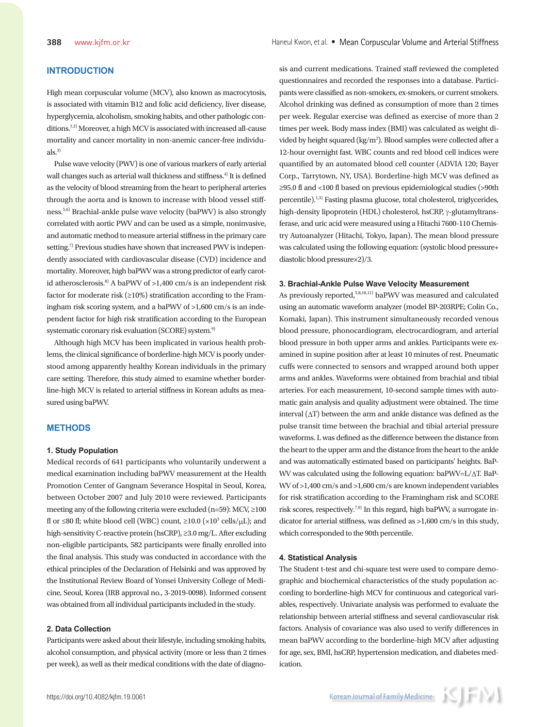## INTRODUCTION

High mean corpuscular volume (MCV), also known as macrocytosis, is associated with vitamin B12 and folic acid deficiency, liver disease, hyperglycemia, alcoholism, smoking habits, and other pathologic conditions.[1,2] Moreover, a high MCV is associated with increased all-cause mortality and cancer mortality in non-anemic cancer-free individuals.[3]

Pulse wave velocity (PWV) is one of various markers of early arterial wall changes such as arterial wall thickness and stiffness.[4] It is defined as the velocity of blood streaming from the heart to peripheral arteries through the aorta and is known to increase with blood vessel stiffness.[5,6] Brachial-ankle pulse wave velocity (baPWV) is also strongly correlated with aortic PWV and can be used as a simple, noninvasive, and automatic method to measure arterial stiffness in the primary care setting.[7] Previous studies have shown that increased PWV is independently associated with cardiovascular disease (CVD) incidence and mortality. Moreover, high baPWV was a strong predictor of early carotid atherosclerosis.[8] A baPWV of >1,400 cm/s is an independent risk factor for moderate risk (≥10%) stratification according to the Framingham risk scoring system, and a baPWV of >1,600 cm/s is an independent factor for high risk stratification according to the European systematic coronary risk evaluation (SCORE) system.[9]

Although high MCV has been implicated in various health problems, the clinical significance of borderline-high MCV is poorly understood among apparently healthy Korean individuals in the primary care setting. Therefore, this study aimed to examine whether borderline-high MCV is related to arterial stiffness in Korean adults as measured using baPWV.

## METHODS

### 1. Study Population

Medical records of 641 participants who voluntarily underwent a medical examination including baPWV measurement at the Health Promotion Center of Gangnam Severance Hospital in Seoul, Korea, between October 2007 and July 2010 were reviewed. Participants meeting any of the following criteria were excluded (n=59): MCV, ≥100 fl or ≤80 fl; white blood cell (WBC) count, ≥10.0 ($\times 10^3$ cells/μL); and high-sensitivity C-reactive protein (hsCRP), ≥3.0 mg/L. After excluding non-eligible participants, 582 participants were finally enrolled into the final analysis. This study was conducted in accordance with the ethical principles of the Declaration of Helsinki and was approved by the Institutional Review Board of Yonsei University College of Medicine, Seoul, Korea (IRB approval no., 3-2019-0098). Informed consent was obtained from all individual participants included in the study.

### 2. Data Collection

Participants were asked about their lifestyle, including smoking habits, alcohol consumption, and physical activity (more or less than 2 times per week), as well as their medical conditions with the date of diagnosis and current medications. Trained staff reviewed the completed questionnaires and recorded the responses into a database. Participants were classified as non-smokers, ex-smokers, or current smokers. Alcohol drinking was defined as consumption of more than 2 times per week. Regular exercise was defined as exercise of more than 2 times per week. Body mass index (BMI) was calculated as weight divided by height squared ($kg/m^2$). Blood samples were collected after a 12-hour overnight fast. WBC counts and red blood cell indices were quantified by an automated blood cell counter (ADVIA 120; Bayer Corp., Tarrytown, NY, USA). Borderline-high MCV was defined as ≥95.0 fl and <100 fl based on previous epidemiological studies (>90th percentile).[1,3] Fasting plasma glucose, total cholesterol, triglycerides, high-density lipoprotein (HDL) cholesterol, hsCRP, γ-glutamyltransferase, and uric acid were measured using a Hitachi 7600-110 Chemistry Autoanalyzer (Hitachi, Tokyo, Japan). The mean blood pressure was calculated using the following equation: (systolic blood pressure+diastolic blood pressure×2)/3.

### 3. Brachial-Ankle Pulse Wave Velocity Measurement

As previously reported,[5,8,10,11] baPWV was measured and calculated using an automatic waveform analyzer (model BP-203RPE; Colin Co., Komaki, Japan). This instrument simultaneously recorded venous blood pressure, phonocardiogram, electrocardiogram, and arterial blood pressure in both upper arms and ankles. Participants were examined in supine position after at least 10 minutes of rest. Pneumatic cuffs were connected to sensors and wrapped around both upper arms and ankles. Waveforms were obtained from brachial and tibial arteries. For each measurement, 10-second sample times with automatic gain analysis and quality adjustment were obtained. The time interval (ΔT) between the arm and ankle distance was defined as the pulse transit time between the brachial and tibial arterial pressure waveforms. L was defined as the difference between the distance from the heart to the upper arm and the distance from the heart to the ankle and was automatically estimated based on participants' heights. BaPWV was calculated using the following equation: baPWV=L/ΔT. BaPWV of >1,400 cm/s and >1,600 cm/s are known independent variables for risk stratification according to the Framingham risk and SCORE risk scores, respectively.[7,9] In this regard, high baPWV, a surrogate indicator for arterial stiffness, was defined as >1,600 cm/s in this study, which corresponded to the 90th percentile.

### 4. Statistical Analysis

The Student t-test and chi-square test were used to compare demographic and biochemical characteristics of the study population according to borderline-high MCV for continuous and categorical variables, respectively. Univariate analysis was performed to evaluate the relationship between arterial stiffness and several cardiovascular risk factors. Analysis of covariance was also used to verify differences in mean baPWV according to the borderline-high MCV after adjusting for age, sex, BMI, hsCRP, hypertension medication, and diabetes medication.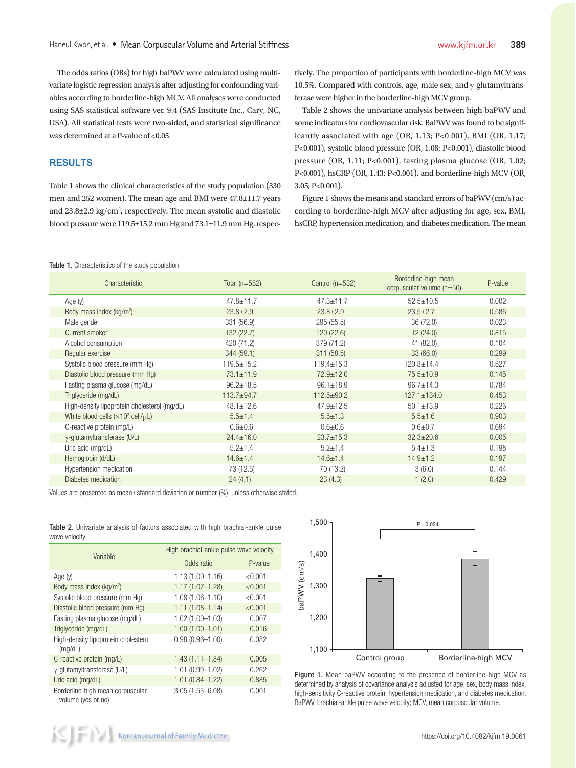The odds ratios (ORs) for high baPWV were calculated using multivariate logistic regression analysis after adjusting for confounding variables according to borderline-high MCV. All analyses were conducted using SAS statistical software ver. 9.4 (SAS Institute Inc., Cary, NC, USA). All statistical tests were two-sided, and statistical significance was determined at a P-value of <0.05.

## RESULTS

Table 1 shows the clinical characteristics of the study population (330 men and 252 women). The mean age and BMI were 47.8±11.7 years and 23.8±2.9 kg/cm$^2$, respectively. The mean systolic and diastolic blood pressure were 119.5±15.2 mm Hg and 73.1±11.9 mm Hg, respectively. The proportion of participants with borderline-high MCV was 10.5%. Compared with controls, age, male sex, and γ-glutamyltransferase were higher in the borderline-high MCV group.

Table 2 shows the univariate analysis between high baPWV and some indicators for cardiovascular risk. BaPWV was found to be significantly associated with age (OR, 1.13; P<0.001), BMI (OR, 1.17; P<0.001), systolic blood pressure (OR, 1.08; P<0.001), diastolic blood pressure (OR, 1.11; P<0.001), fasting plasma glucose (OR, 1.02; P<0.001), hsCRP (OR, 1.43; P<0.001), and borderline-high MCV (OR, 3.05; P<0.001).

Figure 1 shows the means and standard errors of baPWV (cm/s) according to borderline-high MCV after adjusting for age, sex, BMI, hsCRP, hypertension medication, and diabetes medication. The mean

**Table 1.** Characteristics of the study population

| Characteristic | Total (n=582) | Control (n=532) | Borderline-high mean corpuscular volume (n=50) | P-value |
|---|---|---|---|---|
| Age (y) | 47.8±11.7 | 47.3±11.7 | 52.5±10.5 | 0.002 |
| Body mass index (kg/m$^2$) | 23.8±2.9 | 23.8±2.9 | 23.5±2.7 | 0.586 |
| Male gender | 331 (56.9) | 295 (55.5) | 36 (72.0) | 0.023 |
| Current smoker | 132 (22.7) | 120 (22.6) | 12 (24.0) | 0.815 |
| Alcohol consumption | 420 (71.2) | 379 (71.2) | 41 (82.0) | 0.104 |
| Regular exercise | 344 (59.1) | 311 (58.5) | 33 (66.0) | 0.299 |
| Systolic blood pressure (mm Hg) | 119.5±15.2 | 119.4±15.3 | 120.8±14.4 | 0.527 |
| Diastolic blood pressure (mm Hg) | 73.1±11.9 | 72.9±12.0 | 75.5±10.9 | 0.145 |
| Fasting plasma glucose (mg/dL) | 96.2±18.5 | 96.1±18.9 | 96.7±14.3 | 0.784 |
| Triglyceride (mg/dL) | 113.7±94.7 | 112.5±90.2 | 127.1±134.0 | 0.453 |
| High-density lipoprotein cholesterol (mg/dL) | 48.1±12.6 | 47.9±12.5 | 50.1±13.9 | 0.226 |
| White blood cells (×10$^3$ cell/μL) | 5.5±1.4 | 5.5±1.3 | 5.5±1.6 | 0.903 |
| C-reactive protein (mg/L) | 0.6±0.6 | 0.6±0.6 | 0.6±0.7 | 0.694 |
| γ-glutamyltransferase (U/L) | 24.4±16.0 | 23.7±15.3 | 32.3±20.6 | 0.005 |
| Uric acid (mg/dL) | 5.2±1.4 | 5.2±1.4 | 5.4±1.3 | 0.198 |
| Hemoglobin (d/dL) | 14.6±1.4 | 14.6±1.4 | 14.9±1.2 | 0.197 |
| Hypertension medication | 73 (12.5) | 70 (13.2) | 3 (6.0) | 0.144 |
| Diabetes medication | 24 (4.1) | 23 (4.3) | 1 (2.0) | 0.429 |

Values are presented as mean±standard deviation or number (%), unless otherwise stated.

**Table 2.** Univariate analysis of factors associated with high brachial-ankle pulse wave velocity

| Variable | High brachial-ankle pulse wave velocity | |
|---|---|---|
| | Odds ratio | P-value |
| Age (y) | 1.13 (1.09–1.16) | <0.001 |
| Body mass index (kg/m$^2$) | 1.17 (1.07–1.28) | <0.001 |
| Systolic blood pressure (mm Hg) | 1.08 (1.06–1.10) | <0.001 |
| Diastolic blood pressure (mm Hg) | 1.11 (1.08–1.14) | <0.001 |
| Fasting plasma glucose (mg/dL) | 1.02 (1.00–1.03) | 0.007 |
| Triglyceride (mg/dL) | 1.00 (1.00–1.01) | 0.016 |
| High-density lipoprotein cholesterol (mg/dL) | 0.98 (0.96–1.00) | 0.082 |
| C-reactive protein (mg/L) | 1.43 (1.11–1.84) | 0.005 |
| γ-glutamyltransferase (U/L) | 1.01 (0.99–1.02) | 0.262 |
| Uric acid (mg/dL) | 1.01 (0.84–1.22) | 0.885 |
| Borderline-high mean corpuscular volume (yes or no) | 3.05 (1.53–6.08) | 0.001 |

**Figure 1.** Mean baPWV according to the presence of borderline-high MCV as determined by analysis of covariance analysis adjusted for age, sex, body mass index, high-sensitivity C-reactive protein, hypertension medication, and diabetes medication. BaPWV, brachial-ankle pulse wave velocity; MCV, mean corpuscular volume.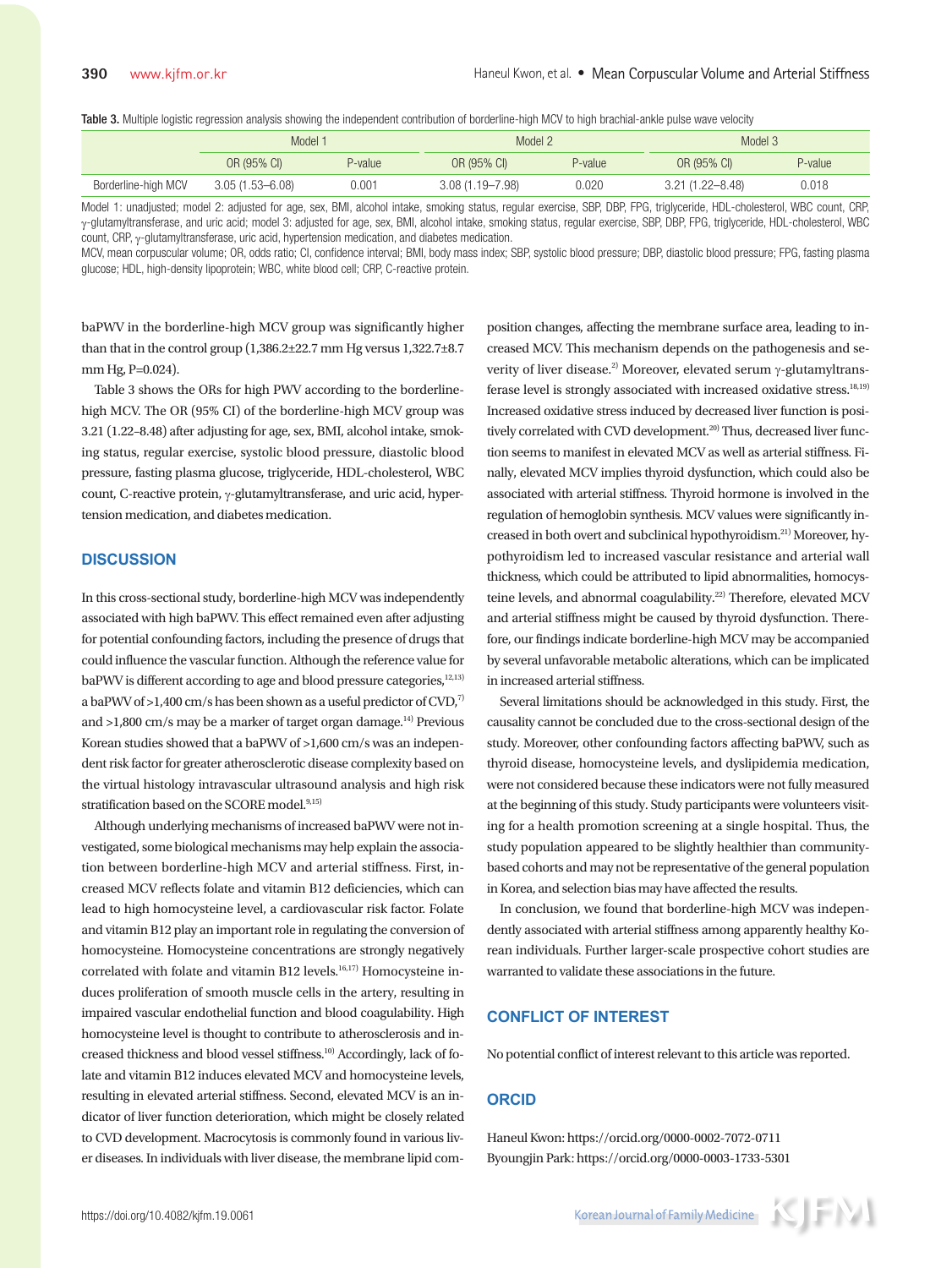**Table 3.** Multiple logistic regression analysis showing the independent contribution of borderline-high MCV to high brachial-ankle pulse wave velocity

| | Model 1 | | Model 2 | | Model 3 | |
|---|---|---|---|---|---|---|
| | OR (95% CI) | P-value | OR (95% CI) | P-value | OR (95% CI) | P-value |
| Borderline-high MCV | 3.05 (1.53–6.08) | 0.001 | 3.08 (1.19–7.98) | 0.020 | 3.21 (1.22–8.48) | 0.018 |

Model 1: unadjusted; model 2: adjusted for age, sex, BMI, alcohol intake, smoking status, regular exercise, SBP, DBP, FPG, triglyceride, HDL-cholesterol, WBC count, CRP, γ-glutamyltransferase, and uric acid; model 3: adjusted for age, sex, BMI, alcohol intake, smoking status, regular exercise, SBP, DBP, FPG, triglyceride, HDL-cholesterol, WBC count, CRP, γ-glutamyltransferase, uric acid, hypertension medication, and diabetes medication.
MCV, mean corpuscular volume; OR, odds ratio; CI, confidence interval; BMI, body mass index; SBP, systolic blood pressure; DBP, diastolic blood pressure; FPG, fasting plasma glucose; HDL, high-density lipoprotein; WBC, white blood cell; CRP, C-reactive protein.

baPWV in the borderline-high MCV group was significantly higher than that in the control group (1,386.2±22.7 mm Hg versus 1,322.7±8.7 mm Hg, P=0.024).

Table 3 shows the ORs for high PWV according to the borderline-high MCV. The OR (95% CI) of the borderline-high MCV group was 3.21 (1.22–8.48) after adjusting for age, sex, BMI, alcohol intake, smoking status, regular exercise, systolic blood pressure, diastolic blood pressure, fasting plasma glucose, triglyceride, HDL-cholesterol, WBC count, C-reactive protein, γ-glutamyltransferase, and uric acid, hypertension medication, and diabetes medication.

## DISCUSSION

In this cross-sectional study, borderline-high MCV was independently associated with high baPWV. This effect remained even after adjusting for potential confounding factors, including the presence of drugs that could influence the vascular function. Although the reference value for baPWV is different according to age and blood pressure categories,[12,13] a baPWV of >1,400 cm/s has been shown as a useful predictor of CVD,[7] and >1,800 cm/s may be a marker of target organ damage.[14] Previous Korean studies showed that a baPWV of >1,600 cm/s was an independent risk factor for greater atherosclerotic disease complexity based on the virtual histology intravascular ultrasound analysis and high risk stratification based on the SCORE model.[9,15]

Although underlying mechanisms of increased baPWV were not investigated, some biological mechanisms may help explain the association between borderline-high MCV and arterial stiffness. First, increased MCV reflects folate and vitamin B12 deficiencies, which can lead to high homocysteine level, a cardiovascular risk factor. Folate and vitamin B12 play an important role in regulating the conversion of homocysteine. Homocysteine concentrations are strongly negatively correlated with folate and vitamin B12 levels.[16,17] Homocysteine induces proliferation of smooth muscle cells in the artery, resulting in impaired vascular endothelial function and blood coagulability. High homocysteine level is thought to contribute to atherosclerosis and increased thickness and blood vessel stiffness.[10] Accordingly, lack of folate and vitamin B12 induces elevated MCV and homocysteine levels, resulting in elevated arterial stiffness. Second, elevated MCV is an indicator of liver function deterioration, which might be closely related to CVD development. Macrocytosis is commonly found in various liver diseases. In individuals with liver disease, the membrane lipid composition changes, affecting the membrane surface area, leading to increased MCV. This mechanism depends on the pathogenesis and severity of liver disease.[2] Moreover, elevated serum γ-glutamyltransferase level is strongly associated with increased oxidative stress.[18,19] Increased oxidative stress induced by decreased liver function is positively correlated with CVD development.[20] Thus, decreased liver function seems to manifest in elevated MCV as well as arterial stiffness. Finally, elevated MCV implies thyroid dysfunction, which could also be associated with arterial stiffness. Thyroid hormone is involved in the regulation of hemoglobin synthesis. MCV values were significantly increased in both overt and subclinical hypothyroidism.[21] Moreover, hypothyroidism led to increased vascular resistance and arterial wall thickness, which could be attributed to lipid abnormalities, homocysteine levels, and abnormal coagulability.[22] Therefore, elevated MCV and arterial stiffness might be caused by thyroid dysfunction. Therefore, our findings indicate borderline-high MCV may be accompanied by several unfavorable metabolic alterations, which can be implicated in increased arterial stiffness.

Several limitations should be acknowledged in this study. First, the causality cannot be concluded due to the cross-sectional design of the study. Moreover, other confounding factors affecting baPWV, such as thyroid disease, homocysteine levels, and dyslipidemia medication, were not considered because these indicators were not fully measured at the beginning of this study. Study participants were volunteers visiting for a health promotion screening at a single hospital. Thus, the study population appeared to be slightly healthier than community-based cohorts and may not be representative of the general population in Korea, and selection bias may have affected the results.

In conclusion, we found that borderline-high MCV was independently associated with arterial stiffness among apparently healthy Korean individuals. Further larger-scale prospective cohort studies are warranted to validate these associations in the future.

## CONFLICT OF INTEREST

No potential conflict of interest relevant to this article was reported.

## ORCID

Haneul Kwon: https://orcid.org/0000-0002-7072-0711
Byoungjin Park: https://orcid.org/0000-0003-1733-5301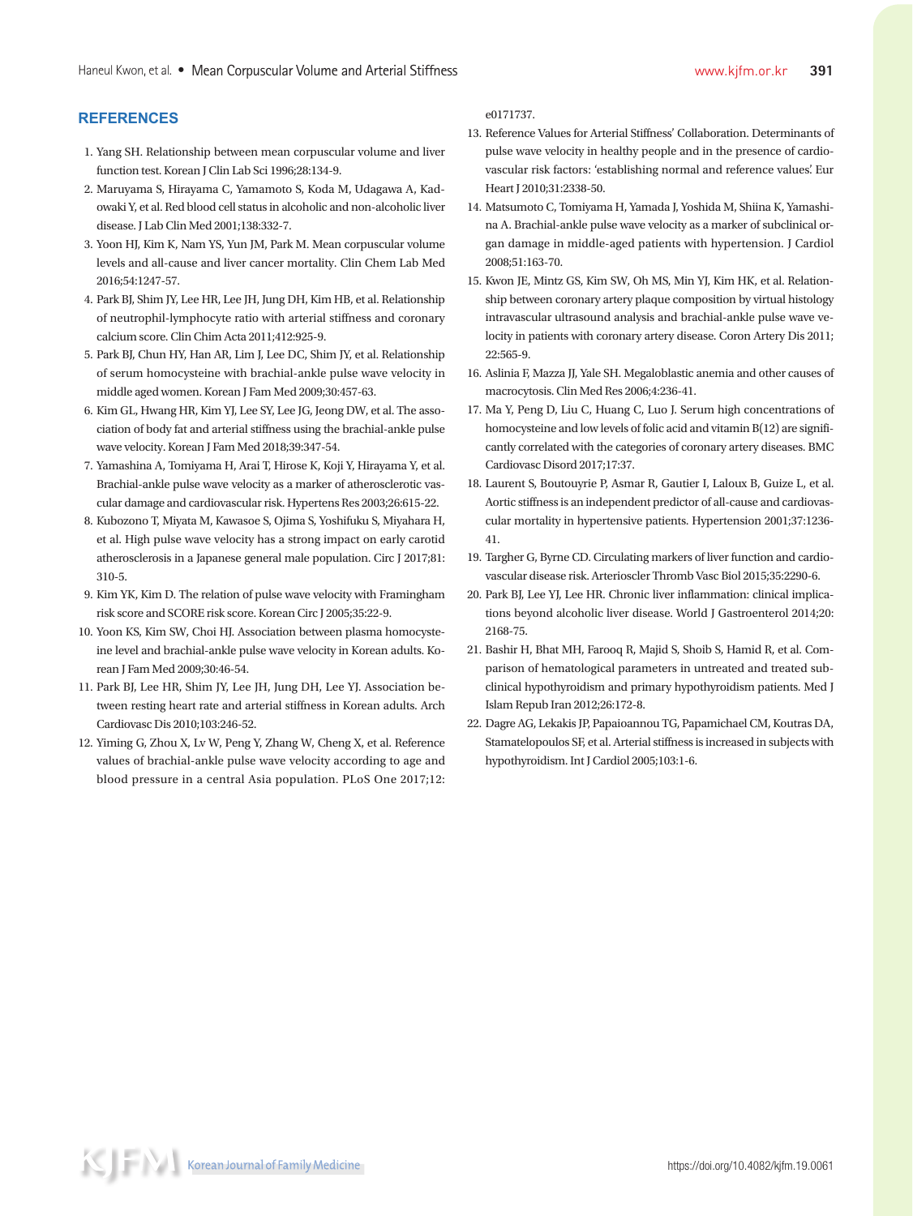## REFERENCES

1. Yang SH. Relationship between mean corpuscular volume and liver function test. Korean J Clin Lab Sci 1996;28:134-9.
2. Maruyama S, Hirayama C, Yamamoto S, Koda M, Udagawa A, Kadowaki Y, et al. Red blood cell status in alcoholic and non-alcoholic liver disease. J Lab Clin Med 2001;138:332-7.
3. Yoon HJ, Kim K, Nam YS, Yun JM, Park M. Mean corpuscular volume levels and all-cause and liver cancer mortality. Clin Chem Lab Med 2016;54:1247-57.
4. Park BJ, Shim JY, Lee HR, Lee JH, Jung DH, Kim HB, et al. Relationship of neutrophil-lymphocyte ratio with arterial stiffness and coronary calcium score. Clin Chim Acta 2011;412:925-9.
5. Park BJ, Chun HY, Han AR, Lim J, Lee DC, Shim JY, et al. Relationship of serum homocysteine with brachial-ankle pulse wave velocity in middle aged women. Korean J Fam Med 2009;30:457-63.
6. Kim GL, Hwang HR, Kim YJ, Lee SY, Lee JG, Jeong DW, et al. The association of body fat and arterial stiffness using the brachial-ankle pulse wave velocity. Korean J Fam Med 2018;39:347-54.
7. Yamashina A, Tomiyama H, Arai T, Hirose K, Koji Y, Hirayama Y, et al. Brachial-ankle pulse wave velocity as a marker of atherosclerotic vascular damage and cardiovascular risk. Hypertens Res 2003;26:615-22.
8. Kubozono T, Miyata M, Kawasoe S, Ojima S, Yoshifuku S, Miyahara H, et al. High pulse wave velocity has a strong impact on early carotid atherosclerosis in a Japanese general male population. Circ J 2017;81:310-5.
9. Kim YK, Kim D. The relation of pulse wave velocity with Framingham risk score and SCORE risk score. Korean Circ J 2005;35:22-9.
10. Yoon KS, Kim SW, Choi HJ. Association between plasma homocysteine level and brachial-ankle pulse wave velocity in Korean adults. Korean J Fam Med 2009;30:46-54.
11. Park BJ, Lee HR, Shim JY, Lee JH, Jung DH, Lee YJ. Association between resting heart rate and arterial stiffness in Korean adults. Arch Cardiovasc Dis 2010;103:246-52.
12. Yiming G, Zhou X, Lv W, Peng Y, Zhang W, Cheng X, et al. Reference values of brachial-ankle pulse wave velocity according to age and blood pressure in a central Asia population. PLoS One 2017;12:e0171737.
13. Reference Values for Arterial Stiffness' Collaboration. Determinants of pulse wave velocity in healthy people and in the presence of cardiovascular risk factors: 'establishing normal and reference values'. Eur Heart J 2010;31:2338-50.
14. Matsumoto C, Tomiyama H, Yamada J, Yoshida M, Shiina K, Yamashina A. Brachial-ankle pulse wave velocity as a marker of subclinical organ damage in middle-aged patients with hypertension. J Cardiol 2008;51:163-70.
15. Kwon JE, Mintz GS, Kim SW, Oh MS, Min YJ, Kim HK, et al. Relationship between coronary artery plaque composition by virtual histology intravascular ultrasound analysis and brachial-ankle pulse wave velocity in patients with coronary artery disease. Coron Artery Dis 2011;22:565-9.
16. Aslinia F, Mazza JJ, Yale SH. Megaloblastic anemia and other causes of macrocytosis. Clin Med Res 2006;4:236-41.
17. Ma Y, Peng D, Liu C, Huang C, Luo J. Serum high concentrations of homocysteine and low levels of folic acid and vitamin B(12) are significantly correlated with the categories of coronary artery diseases. BMC Cardiovasc Disord 2017;17:37.
18. Laurent S, Boutouyrie P, Asmar R, Gautier I, Laloux B, Guize L, et al. Aortic stiffness is an independent predictor of all-cause and cardiovascular mortality in hypertensive patients. Hypertension 2001;37:1236-41.
19. Targher G, Byrne CD. Circulating markers of liver function and cardiovascular disease risk. Arterioscler Thromb Vasc Biol 2015;35:2290-6.
20. Park BJ, Lee YJ, Lee HR. Chronic liver inflammation: clinical implications beyond alcoholic liver disease. World J Gastroenterol 2014;20:2168-75.
21. Bashir H, Bhat MH, Farooq R, Majid S, Shoib S, Hamid R, et al. Comparison of hematological parameters in untreated and treated subclinical hypothyroidism and primary hypothyroidism patients. Med J Islam Repub Iran 2012;26:172-8.
22. Dagre AG, Lekakis JP, Papaioannou TG, Papamichael CM, Koutras DA, Stamatelopoulos SF, et al. Arterial stiffness is increased in subjects with hypothyroidism. Int J Cardiol 2005;103:1-6.